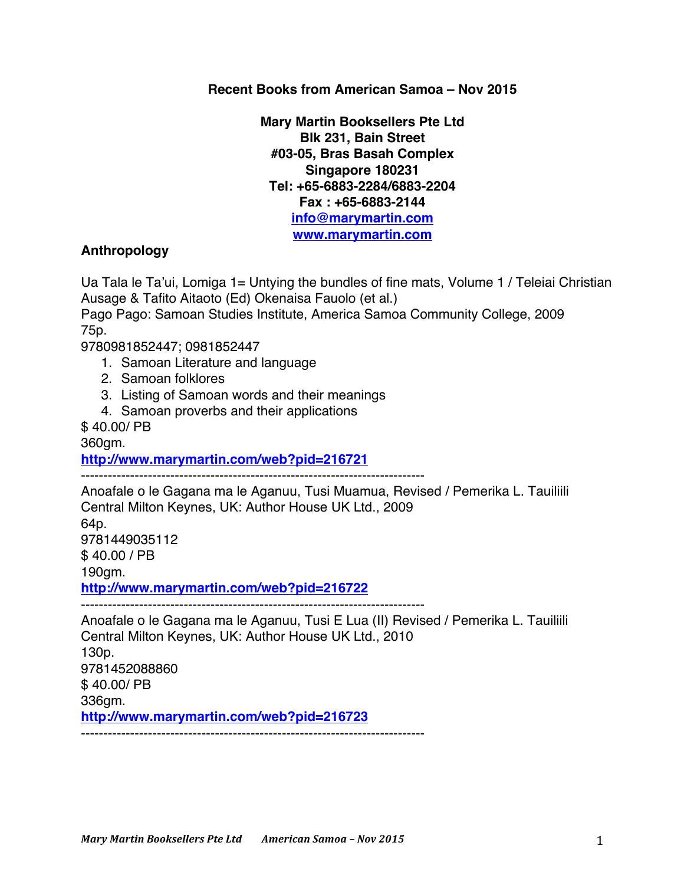**Recent Books from American Samoa – Nov 2015**

**Mary Martin Booksellers Pte Ltd**
**Blk 231, Bain Street**
**#03-05, Bras Basah Complex**
**Singapore 180231**
**Tel: +65-6883-2284/6883-2204**
**Fax : +65-6883-2144**
**info@marymartin.com**
**www.marymartin.com**

## Anthropology

Ua Tala le Ta'ui, Lomiga 1= Untying the bundles of fine mats, Volume 1 / Teleiai Christian Ausage & Tafito Aitaoto (Ed) Okenaisa Fauolo (et al.)
Pago Pago: Samoan Studies Institute, America Samoa Community College, 2009
75p.
9780981852447; 0981852447

1. Samoan Literature and language
2. Samoan folklores
3. Listing of Samoan words and their meanings
4. Samoan proverbs and their applications

$ 40.00/ PB
360gm.
**http://www.marymartin.com/web?pid=216721**

---

Anoafale o le Gagana ma le Aganuu, Tusi Muamua, Revised / Pemerika L. Tauiliili
Central Milton Keynes, UK: Author House UK Ltd., 2009
64p.
9781449035112
$ 40.00 / PB
190gm.
**http://www.marymartin.com/web?pid=216722**

---

Anoafale o le Gagana ma le Aganuu, Tusi E Lua (II) Revised / Pemerika L. Tauiliili
Central Milton Keynes, UK: Author House UK Ltd., 2010
130p.
9781452088860
$ 40.00/ PB
336gm.
**http://www.marymartin.com/web?pid=216723**

---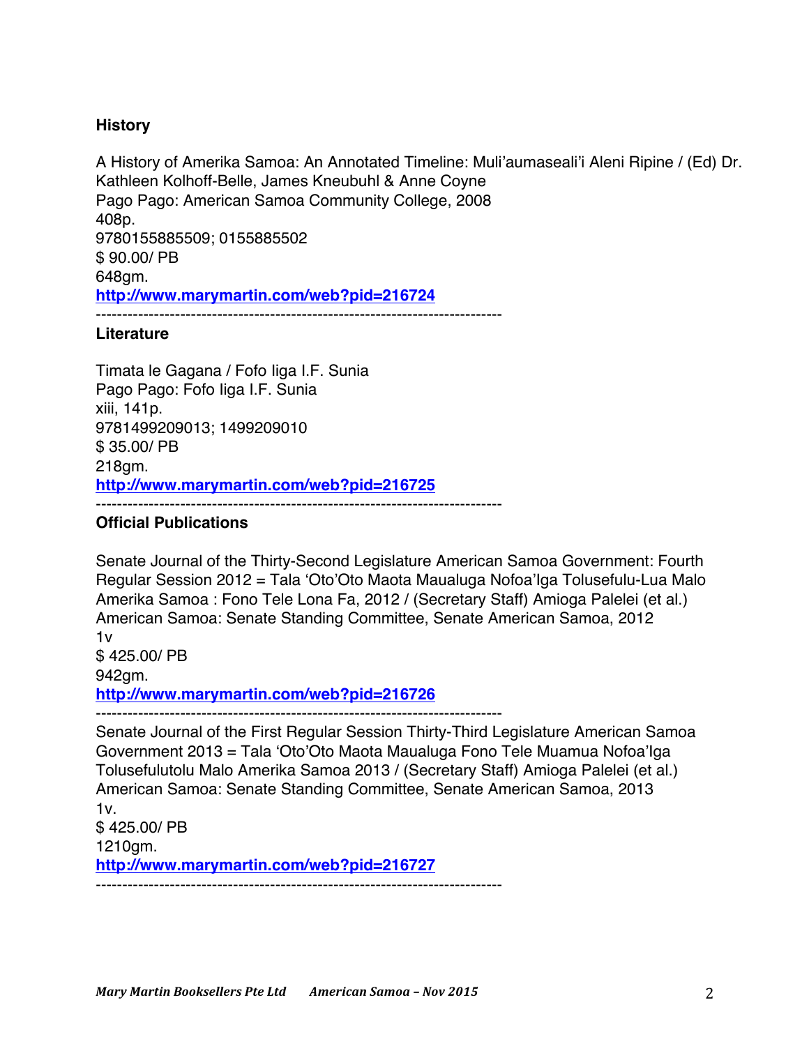### History

A History of Amerika Samoa: An Annotated Timeline: Muli'aumaseali'i Aleni Ripine / (Ed) Dr. Kathleen Kolhoff-Belle, James Kneubuhl & Anne Coyne
Pago Pago: American Samoa Community College, 2008
408p.
9780155885509; 0155885502
$ 90.00/ PB
648gm.
**http://www.marymartin.com/web?pid=216724**

---

### Literature

Timata le Gagana / Fofo Iiga I.F. Sunia
Pago Pago: Fofo Iiga I.F. Sunia
xiii, 141p.
9781499209013; 1499209010
$ 35.00/ PB
218gm.
**http://www.marymartin.com/web?pid=216725**

---

### Official Publications

Senate Journal of the Thirty-Second Legislature American Samoa Government: Fourth Regular Session 2012 = Tala 'Oto'Oto Maota Mauaulga Nofoa'Iga Tolusefulu-Lua Malo Amerika Samoa : Fono Tele Lona Fa, 2012 / (Secretary Staff) Amioga Palelei (et al.)
American Samoa: Senate Standing Committee, Senate American Samoa, 2012
1v
$ 425.00/ PB
942gm.
**http://www.marymartin.com/web?pid=216726**

---

Senate Journal of the First Regular Session Thirty-Third Legislature American Samoa Government 2013 = Tala 'Oto'Oto Maota Mauaulga Fono Tele Muamua Nofoa'Iga Tolusefulutolu Malo Amerika Samoa 2013 / (Secretary Staff) Amioga Palelei (et al.)
American Samoa: Senate Standing Committee, Senate American Samoa, 2013
1v.
$ 425.00/ PB
1210gm.
**http://www.marymartin.com/web?pid=216727**

---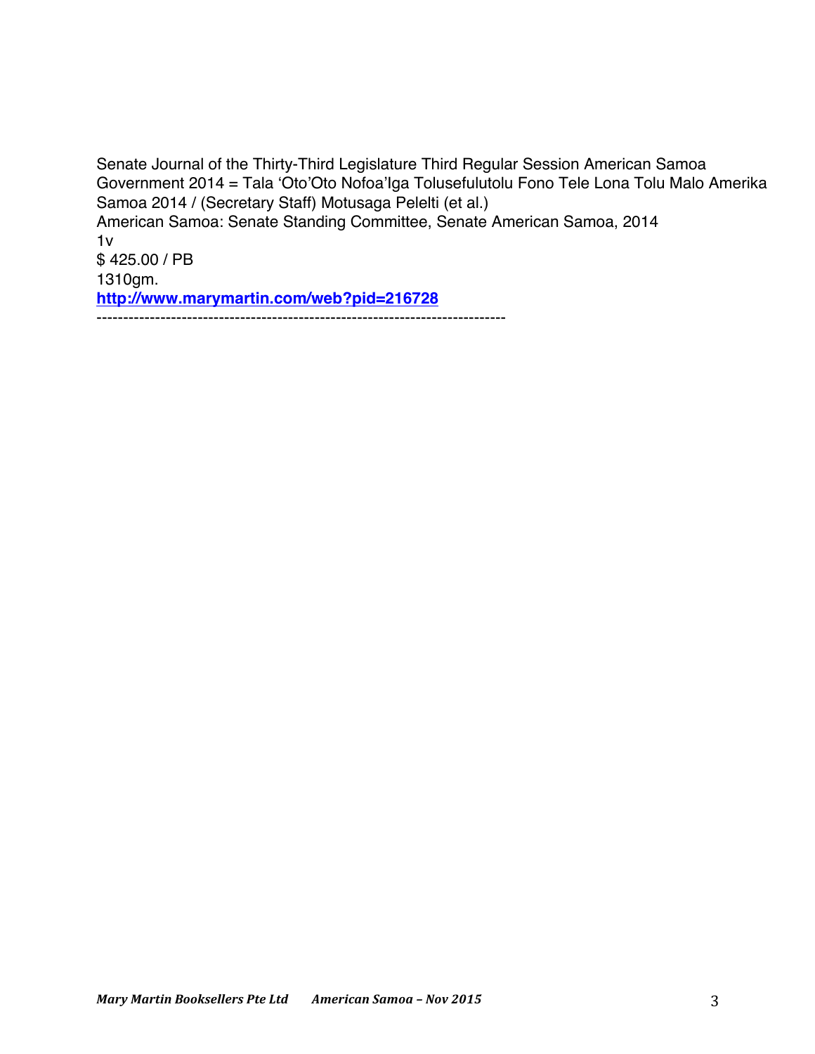Senate Journal of the Thirty-Third Legislature Third Regular Session American Samoa Government 2014 = Tala 'Oto'Oto Nofoa'Iga Tolusefulutolu Fono Tele Lona Tolu Malo Amerika Samoa 2014 / (Secretary Staff) Motusaga Pelelti (et al.)
American Samoa: Senate Standing Committee, Senate American Samoa, 2014
1v
$ 425.00 / PB
1310gm.
**http://www.marymartin.com/web?pid=216728**
---------------------------------------------------------------------------